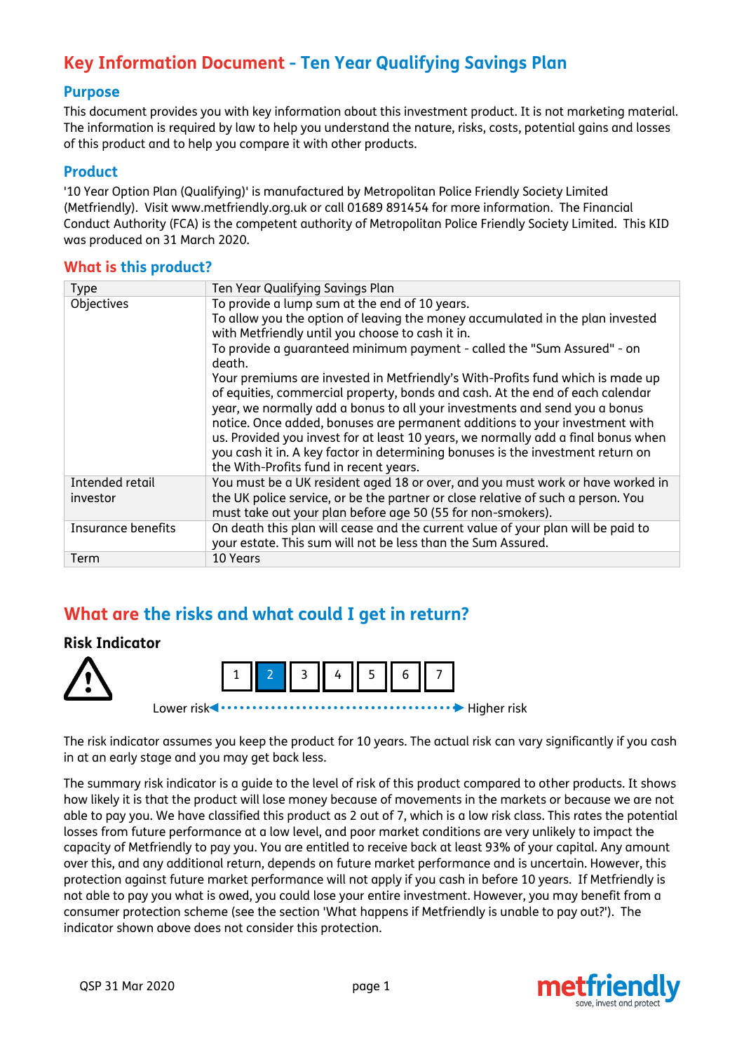# Key Information Document - Ten Year Qualifying Savings Plan

## Purpose

This document provides you with key information about this investment product. It is not marketing material. The information is required by law to help you understand the nature, risks, costs, potential gains and losses of this product and to help you compare it with other products.

## Product

'10 Year Option Plan (Qualifying)' is manufactured by Metropolitan Police Friendly Society Limited (Metfriendly). Visit www.metfriendly.org.uk or call 01689 891454 for more information. The Financial Conduct Authority (FCA) is the competent authority of Metropolitan Police Friendly Society Limited. This KID was produced on 31 March 2020.

## What is this product?

| Type | Ten Year Qualifying Savings Plan |
|---|---|
| Objectives | To provide a lump sum at the end of 10 years. To allow you the option of leaving the money accumulated in the plan invested with Metfriendly until you choose to cash it in. To provide a guaranteed minimum payment - called the "Sum Assured" - on death. Your premiums are invested in Metfriendly's With-Profits fund which is made up of equities, commercial property, bonds and cash. At the end of each calendar year, we normally add a bonus to all your investments and send you a bonus notice. Once added, bonuses are permanent additions to your investment with us. Provided you invest for at least 10 years, we normally add a final bonus when you cash it in. A key factor in determining bonuses is the investment return on the With-Profits fund in recent years. |
| Intended retail investor | You must be a UK resident aged 18 or over, and you must work or have worked in the UK police service, or be the partner or close relative of such a person. You must take out your plan before age 50 (55 for non-smokers). |
| Insurance benefits | On death this plan will cease and the current value of your plan will be paid to your estate. This sum will not be less than the Sum Assured. |
| Term | 10 Years |

## What are the risks and what could I get in return?

### Risk Indicator

| 1 | **2** | 3 | 4 | 5 | 6 | 7 |
|---|---|---|---|---|---|---|

Lower risk ◄ ····· ► Higher risk

The risk indicator assumes you keep the product for 10 years. The actual risk can vary significantly if you cash in at an early stage and you may get back less.

The summary risk indicator is a guide to the level of risk of this product compared to other products. It shows how likely it is that the product will lose money because of movements in the markets or because we are not able to pay you. We have classified this product as 2 out of 7, which is a low risk class. This rates the potential losses from future performance at a low level, and poor market conditions are very unlikely to impact the capacity of Metfriendly to pay you. You are entitled to receive back at least 93% of your capital. Any amount over this, and any additional return, depends on future market performance and is uncertain. However, this protection against future market performance will not apply if you cash in before 10 years. If Metfriendly is not able to pay you what is owed, you could lose your entire investment. However, you may benefit from a consumer protection scheme (see the section 'What happens if Metfriendly is unable to pay out?'). The indicator shown above does not consider this protection.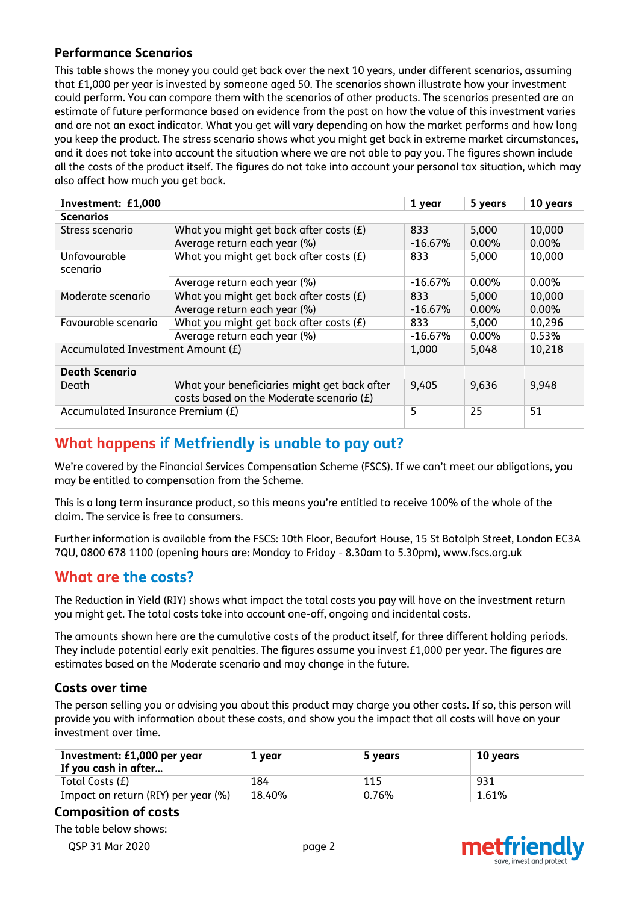### Performance Scenarios

This table shows the money you could get back over the next 10 years, under different scenarios, assuming that £1,000 per year is invested by someone aged 50. The scenarios shown illustrate how your investment could perform. You can compare them with the scenarios of other products. The scenarios presented are an estimate of future performance based on evidence from the past on how the value of this investment varies and are not an exact indicator. What you get will vary depending on how the market performs and how long you keep the product. The stress scenario shows what you might get back in extreme market circumstances, and it does not take into account the situation where we are not able to pay you. The figures shown include all the costs of the product itself. The figures do not take into account your personal tax situation, which may also affect how much you get back.

| Investment: £1,000 | | 1 year | 5 years | 10 years |
|---|---|---|---|---|
| **Scenarios** | | | | |
| Stress scenario | What you might get back after costs (£) | 833 | 5,000 | 10,000 |
| | Average return each year (%) | -16.67% | 0.00% | 0.00% |
| Unfavourable scenario | What you might get back after costs (£) | 833 | 5,000 | 10,000 |
| | Average return each year (%) | -16.67% | 0.00% | 0.00% |
| Moderate scenario | What you might get back after costs (£) | 833 | 5,000 | 10,000 |
| | Average return each year (%) | -16.67% | 0.00% | 0.00% |
| Favourable scenario | What you might get back after costs (£) | 833 | 5,000 | 10,296 |
| | Average return each year (%) | -16.67% | 0.00% | 0.53% |
| Accumulated Investment Amount (£) | | 1,000 | 5,048 | 10,218 |
| **Death Scenario** | | | | |
| Death | What your beneficiaries might get back after costs based on the Moderate scenario (£) | 9,405 | 9,636 | 9,948 |
| Accumulated Insurance Premium (£) | | 5 | 25 | 51 |

## What happens if Metfriendly is unable to pay out?

We're covered by the Financial Services Compensation Scheme (FSCS). If we can't meet our obligations, you may be entitled to compensation from the Scheme.

This is a long term insurance product, so this means you're entitled to receive 100% of the whole of the claim. The service is free to consumers.

Further information is available from the FSCS: 10th Floor, Beaufort House, 15 St Botolph Street, London EC3A 7QU, 0800 678 1100 (opening hours are: Monday to Friday - 8.30am to 5.30pm), www.fscs.org.uk

## What are the costs?

The Reduction in Yield (RIY) shows what impact the total costs you pay will have on the investment return you might get. The total costs take into account one-off, ongoing and incidental costs.

The amounts shown here are the cumulative costs of the product itself, for three different holding periods. They include potential early exit penalties. The figures assume you invest £1,000 per year. The figures are estimates based on the Moderate scenario and may change in the future.

### Costs over time

The person selling you or advising you about this product may charge you other costs. If so, this person will provide you with information about these costs, and show you the impact that all costs will have on your investment over time.

| Investment: £1,000 per year If you cash in after... | 1 year | 5 years | 10 years |
|---|---|---|---|
| Total Costs (£) | 184 | 115 | 931 |
| Impact on return (RIY) per year (%) | 18.40% | 0.76% | 1.61% |

### Composition of costs

The table below shows: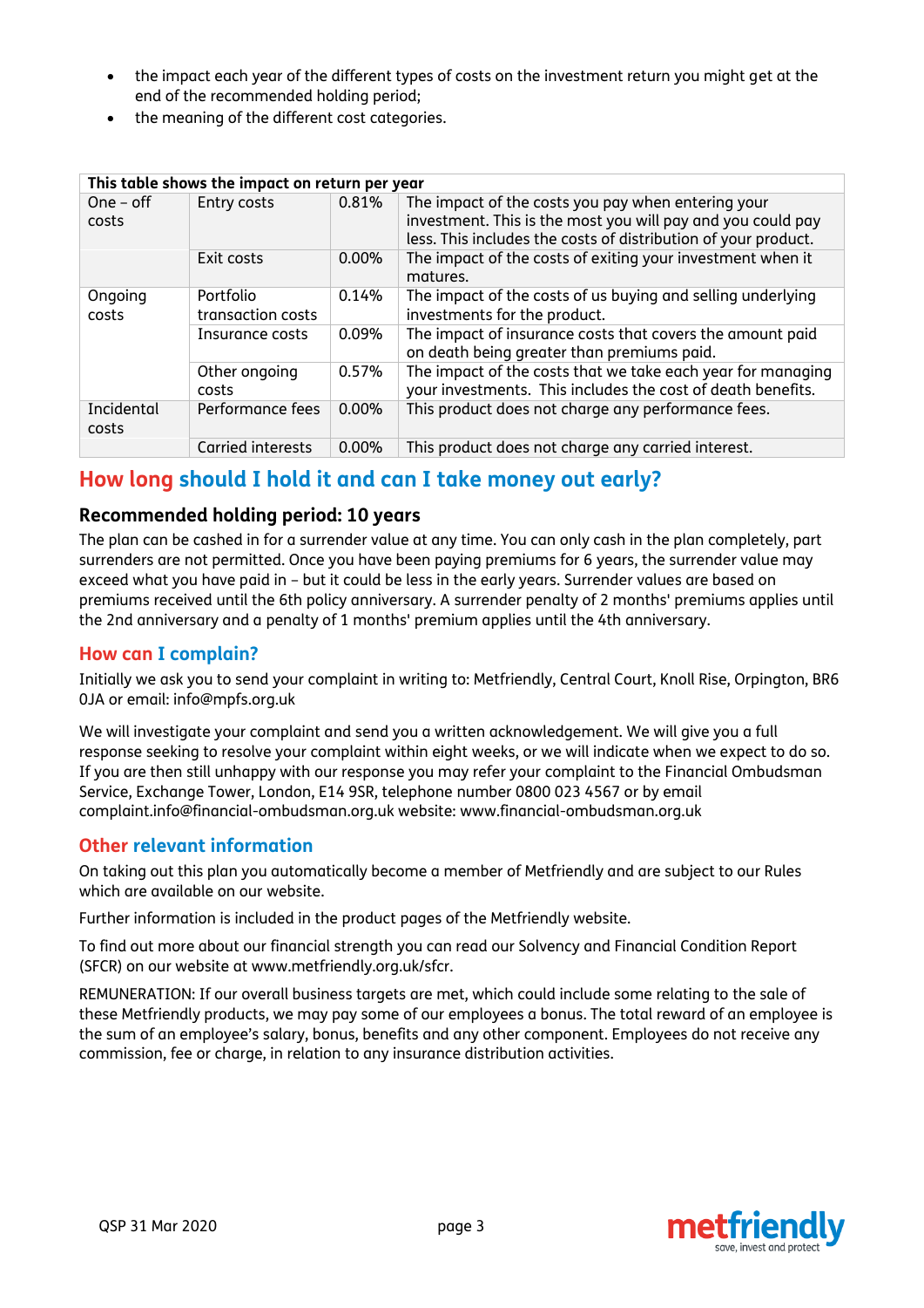- the impact each year of the different types of costs on the investment return you might get at the end of the recommended holding period;
- the meaning of the different cost categories.

| This table shows the impact on return per year | | | |
|---|---|---|---|
| One – off costs | Entry costs | 0.81% | The impact of the costs you pay when entering your investment. This is the most you will pay and you could pay less. This includes the costs of distribution of your product. |
| | Exit costs | 0.00% | The impact of the costs of exiting your investment when it matures. |
| Ongoing costs | Portfolio transaction costs | 0.14% | The impact of the costs of us buying and selling underlying investments for the product. |
| | Insurance costs | 0.09% | The impact of insurance costs that covers the amount paid on death being greater than premiums paid. |
| | Other ongoing costs | 0.57% | The impact of the costs that we take each year for managing your investments. This includes the cost of death benefits. |
| Incidental costs | Performance fees | 0.00% | This product does not charge any performance fees. |
| | Carried interests | 0.00% | This product does not charge any carried interest. |

## How long should I hold it and can I take money out early?

### Recommended holding period: 10 years

The plan can be cashed in for a surrender value at any time. You can only cash in the plan completely, part surrenders are not permitted. Once you have been paying premiums for 6 years, the surrender value may exceed what you have paid in – but it could be less in the early years. Surrender values are based on premiums received until the 6th policy anniversary. A surrender penalty of 2 months' premiums applies until the 2nd anniversary and a penalty of 1 months' premium applies until the 4th anniversary.

### How can I complain?

Initially we ask you to send your complaint in writing to: Metfriendly, Central Court, Knoll Rise, Orpington, BR6 0JA or email: info@mpfs.org.uk

We will investigate your complaint and send you a written acknowledgement. We will give you a full response seeking to resolve your complaint within eight weeks, or we will indicate when we expect to do so. If you are then still unhappy with our response you may refer your complaint to the Financial Ombudsman Service, Exchange Tower, London, E14 9SR, telephone number 0800 023 4567 or by email complaint.info@financial-ombudsman.org.uk website: www.financial-ombudsman.org.uk

### Other relevant information

On taking out this plan you automatically become a member of Metfriendly and are subject to our Rules which are available on our website.

Further information is included in the product pages of the Metfriendly website.

To find out more about our financial strength you can read our Solvency and Financial Condition Report (SFCR) on our website at www.metfriendly.org.uk/sfcr.

REMUNERATION: If our overall business targets are met, which could include some relating to the sale of these Metfriendly products, we may pay some of our employees a bonus. The total reward of an employee is the sum of an employee's salary, bonus, benefits and any other component. Employees do not receive any commission, fee or charge, in relation to any insurance distribution activities.

QSP 31 Mar 2020